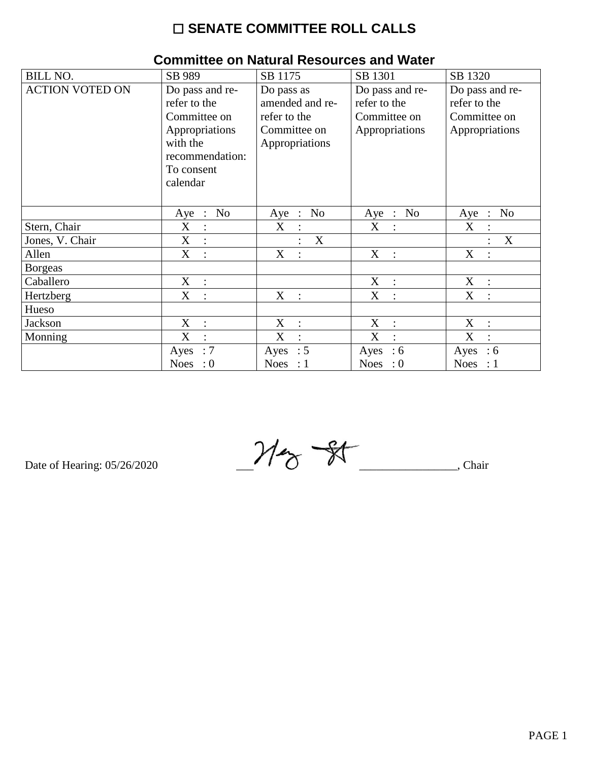# ☐ SENATE COMMITTEE ROLL CALLS

## Committee on Natural Resources and Water

| BILL NO. | SB 989 | SB 1175 | SB 1301 | SB 1320 |
|---|---|---|---|---|
| ACTION VOTED ON | Do pass and re-refer to the Committee on Appropriations with the recommendation: To consent calendar | Do pass as amended and re-refer to the Committee on Appropriations | Do pass and re-refer to the Committee on Appropriations | Do pass and re-refer to the Committee on Appropriations |
| | Aye : No | Aye : No | Aye : No | Aye : No |
| Stern, Chair | X : | X : | X : | X : |
| Jones, V. Chair | X : | : X | | : X |
| Allen | X : | X : | X : | X : |
| Borgeas | | | | |
| Caballero | X : | | X : | X : |
| Hertzberg | X : | X : | X : | X : |
| Hueso | | | | |
| Jackson | X : | X : | X : | X : |
| Monning | X : | X : | X : | X : |
| | Ayes : 7<br>Noes : 0 | Ayes : 5<br>Noes : 1 | Ayes : 6<br>Noes : 0 | Ayes : 6<br>Noes : 1 |

Date of Hearing: 05/26/2020 ________________________________, Chair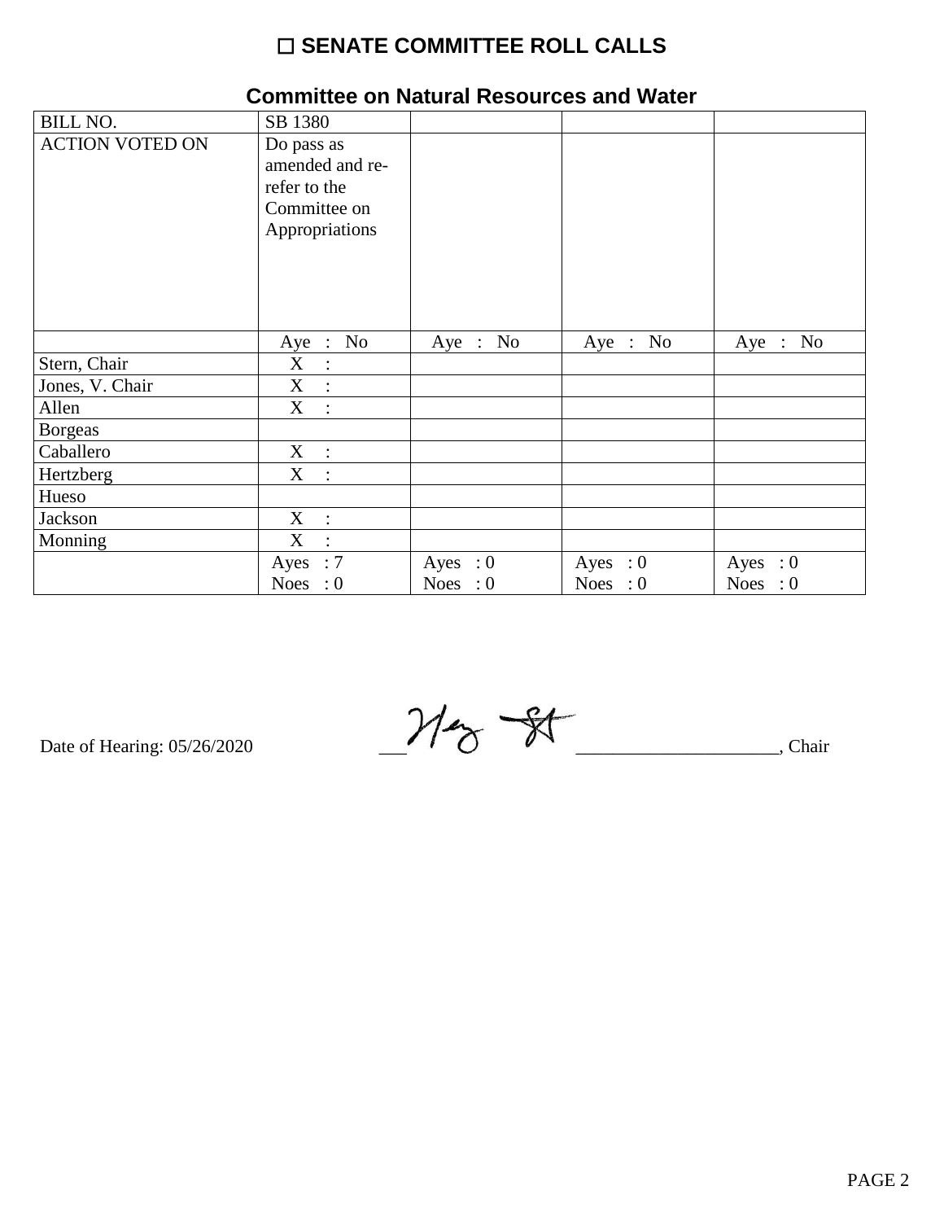# ☐ SENATE COMMITTEE ROLL CALLS

## Committee on Natural Resources and Water

| BILL NO. | SB 1380 | | | |
|---|---|---|---|---|
| ACTION VOTED ON | Do pass as amended and re-refer to the Committee on Appropriations | | | |
| | Aye : No | Aye : No | Aye : No | Aye : No |
| Stern, Chair | X : | | | |
| Jones, V. Chair | X : | | | |
| Allen | X : | | | |
| Borgeas | | | | |
| Caballero | X : | | | |
| Hertzberg | X : | | | |
| Hueso | | | | |
| Jackson | X : | | | |
| Monning | X : | | | |
| | Ayes : 7<br>Noes : 0 | Ayes : 0<br>Noes : 0 | Ayes : 0<br>Noes : 0 | Ayes : 0<br>Noes : 0 |

Date of Hearing: 05/26/2020 ___[signature]___________________, Chair